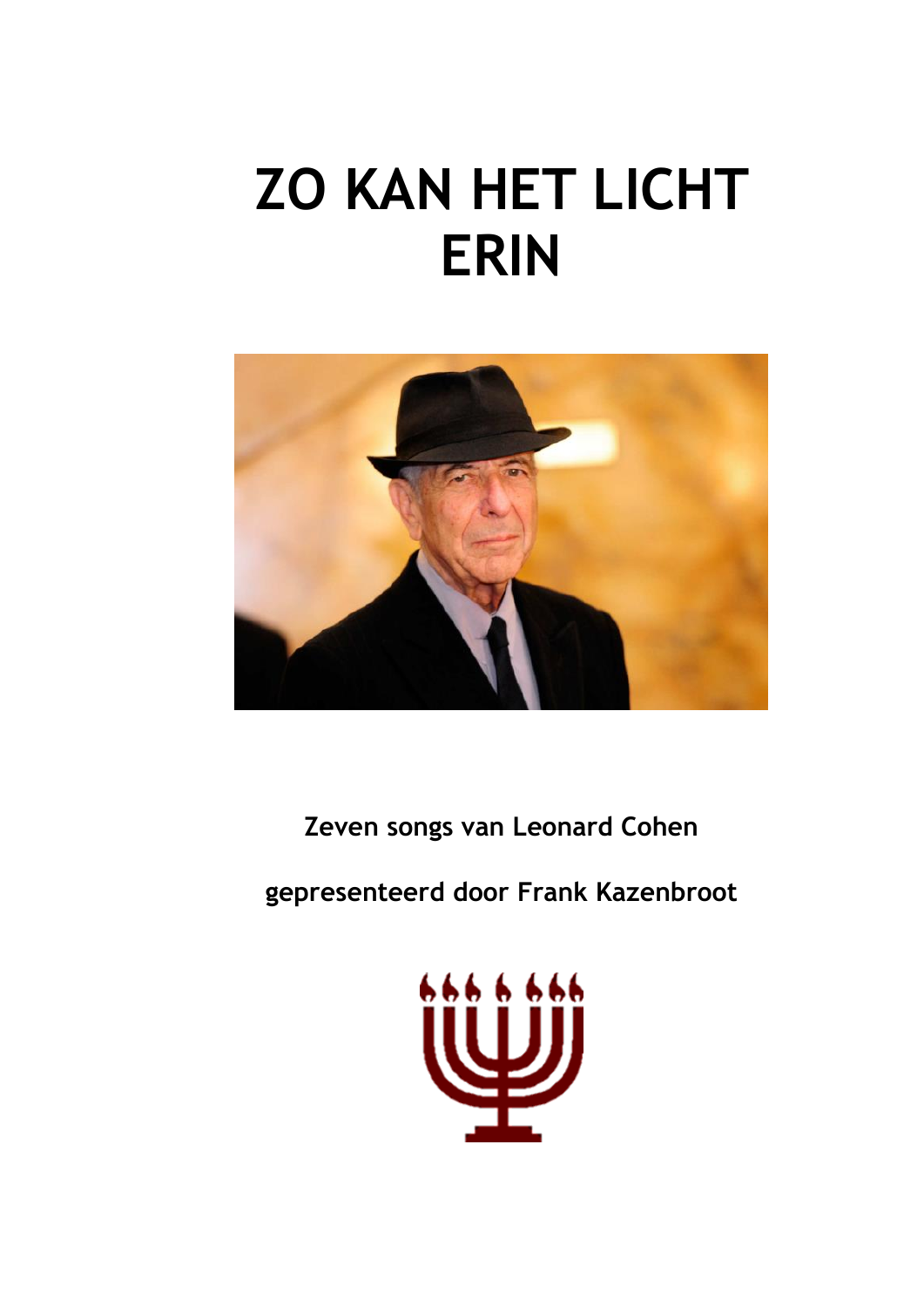# ZO KAN HET LICHT ERIN

**Zeven songs van Leonard Cohen**

**gepresenteerd door Frank Kazenbroot**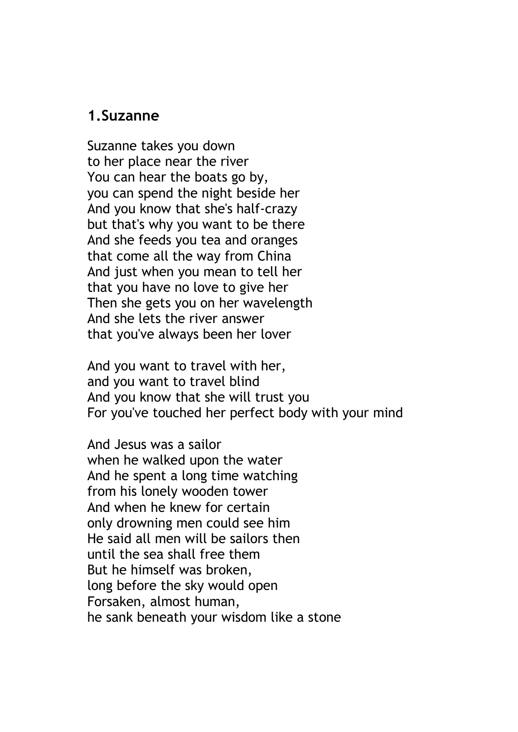### 1.Suzanne

Suzanne takes you down  
to her place near the river  
You can hear the boats go by,  
you can spend the night beside her  
And you know that she's half-crazy  
but that's why you want to be there  
And she feeds you tea and oranges  
that come all the way from China  
And just when you mean to tell her  
that you have no love to give her  
Then she gets you on her wavelength  
And she lets the river answer  
that you've always been her lover

And you want to travel with her,  
and you want to travel blind  
And you know that she will trust you  
For you've touched her perfect body with your mind

And Jesus was a sailor  
when he walked upon the water  
And he spent a long time watching  
from his lonely wooden tower  
And when he knew for certain  
only drowning men could see him  
He said all men will be sailors then  
until the sea shall free them  
But he himself was broken,  
long before the sky would open  
Forsaken, almost human,  
he sank beneath your wisdom like a stone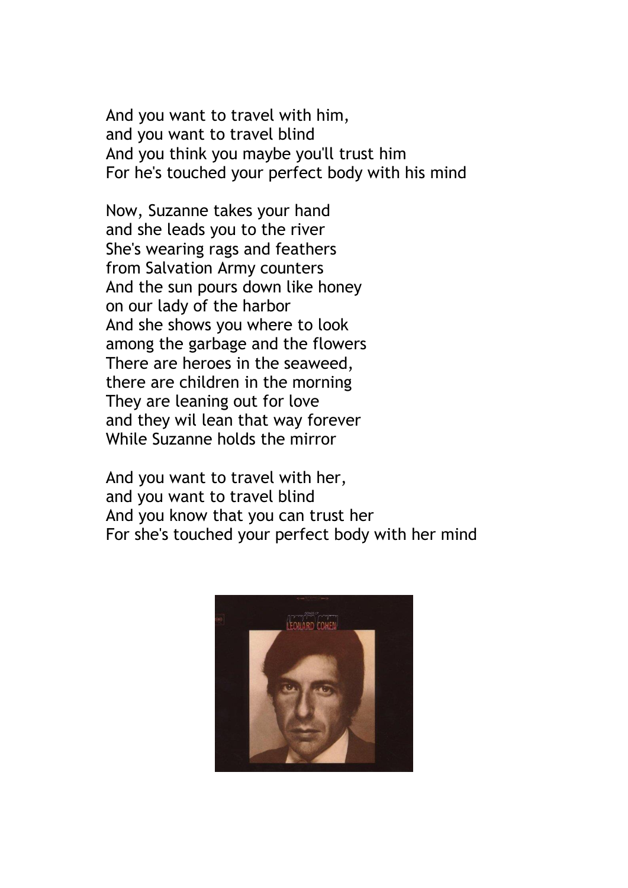And you want to travel with him,
and you want to travel blind
And you think you maybe you'll trust him
For he's touched your perfect body with his mind

Now, Suzanne takes your hand
and she leads you to the river
She's wearing rags and feathers
from Salvation Army counters
And the sun pours down like honey
on our lady of the harbor
And she shows you where to look
among the garbage and the flowers
There are heroes in the seaweed,
there are children in the morning
They are leaning out for love
and they wil lean that way forever
While Suzanne holds the mirror

And you want to travel with her,
and you want to travel blind
And you know that you can trust her
For she's touched your perfect body with her mind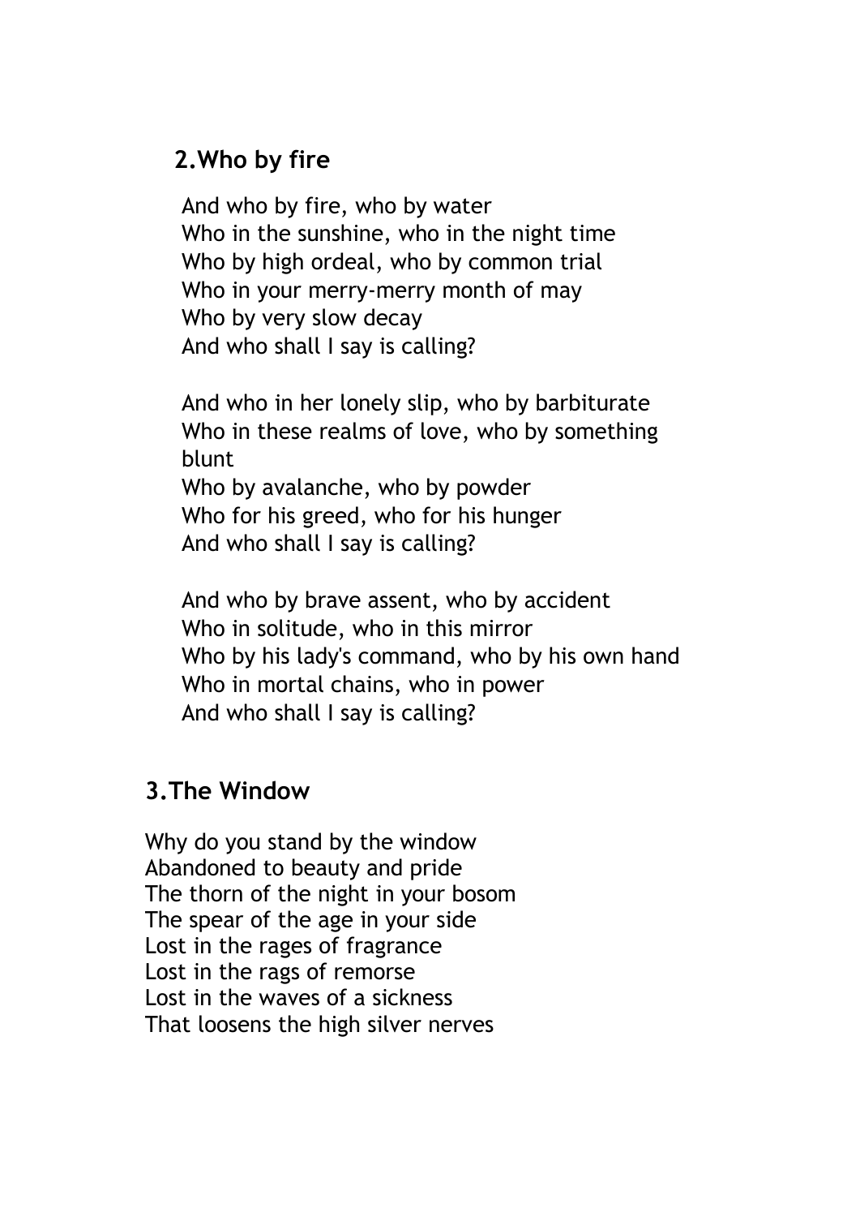## 2.Who by fire

And who by fire, who by water  
Who in the sunshine, who in the night time  
Who by high ordeal, who by common trial  
Who in your merry-merry month of may  
Who by very slow decay  
And who shall I say is calling?

And who in her lonely slip, who by barbiturate  
Who in these realms of love, who by something blunt  
Who by avalanche, who by powder  
Who for his greed, who for his hunger  
And who shall I say is calling?

And who by brave assent, who by accident  
Who in solitude, who in this mirror  
Who by his lady's command, who by his own hand  
Who in mortal chains, who in power  
And who shall I say is calling?

## 3.The Window

Why do you stand by the window  
Abandoned to beauty and pride  
The thorn of the night in your bosom  
The spear of the age in your side  
Lost in the rages of fragrance  
Lost in the rags of remorse  
Lost in the waves of a sickness  
That loosens the high silver nerves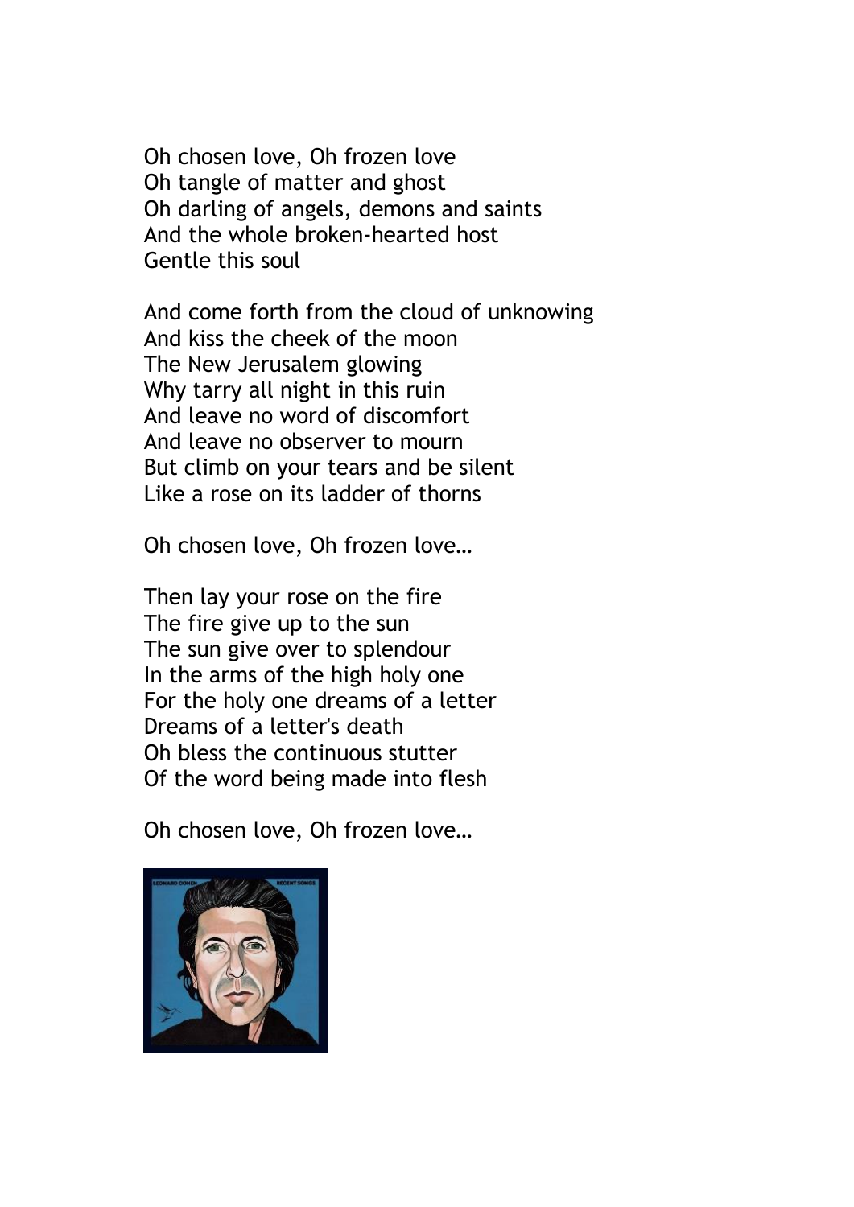Oh chosen love, Oh frozen love
Oh tangle of matter and ghost
Oh darling of angels, demons and saints
And the whole broken-hearted host
Gentle this soul

And come forth from the cloud of unknowing
And kiss the cheek of the moon
The New Jerusalem glowing
Why tarry all night in this ruin
And leave no word of discomfort
And leave no observer to mourn
But climb on your tears and be silent
Like a rose on its ladder of thorns

Oh chosen love, Oh frozen love…

Then lay your rose on the fire
The fire give up to the sun
The sun give over to splendour
In the arms of the high holy one
For the holy one dreams of a letter
Dreams of a letter's death
Oh bless the continuous stutter
Of the word being made into flesh

Oh chosen love, Oh frozen love…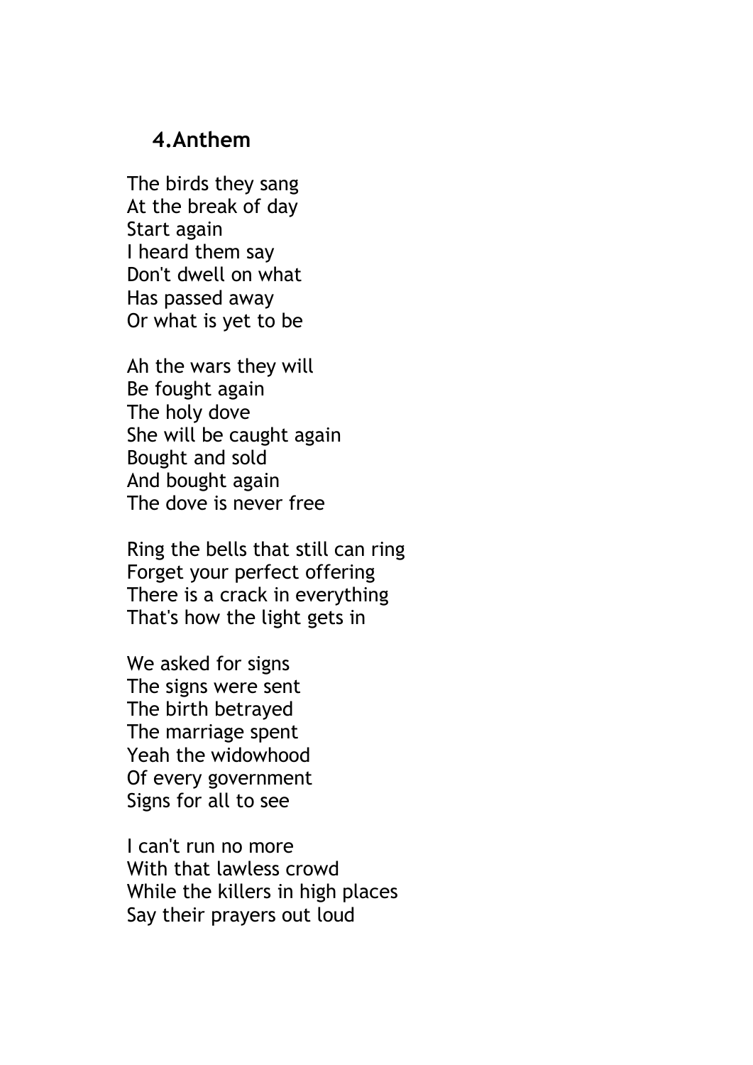## 4.Anthem

The birds they sang
At the break of day
Start again
I heard them say
Don't dwell on what
Has passed away
Or what is yet to be

Ah the wars they will
Be fought again
The holy dove
She will be caught again
Bought and sold
And bought again
The dove is never free

Ring the bells that still can ring
Forget your perfect offering
There is a crack in everything
That's how the light gets in

We asked for signs
The signs were sent
The birth betrayed
The marriage spent
Yeah the widowhood
Of every government
Signs for all to see

I can't run no more
With that lawless crowd
While the killers in high places
Say their prayers out loud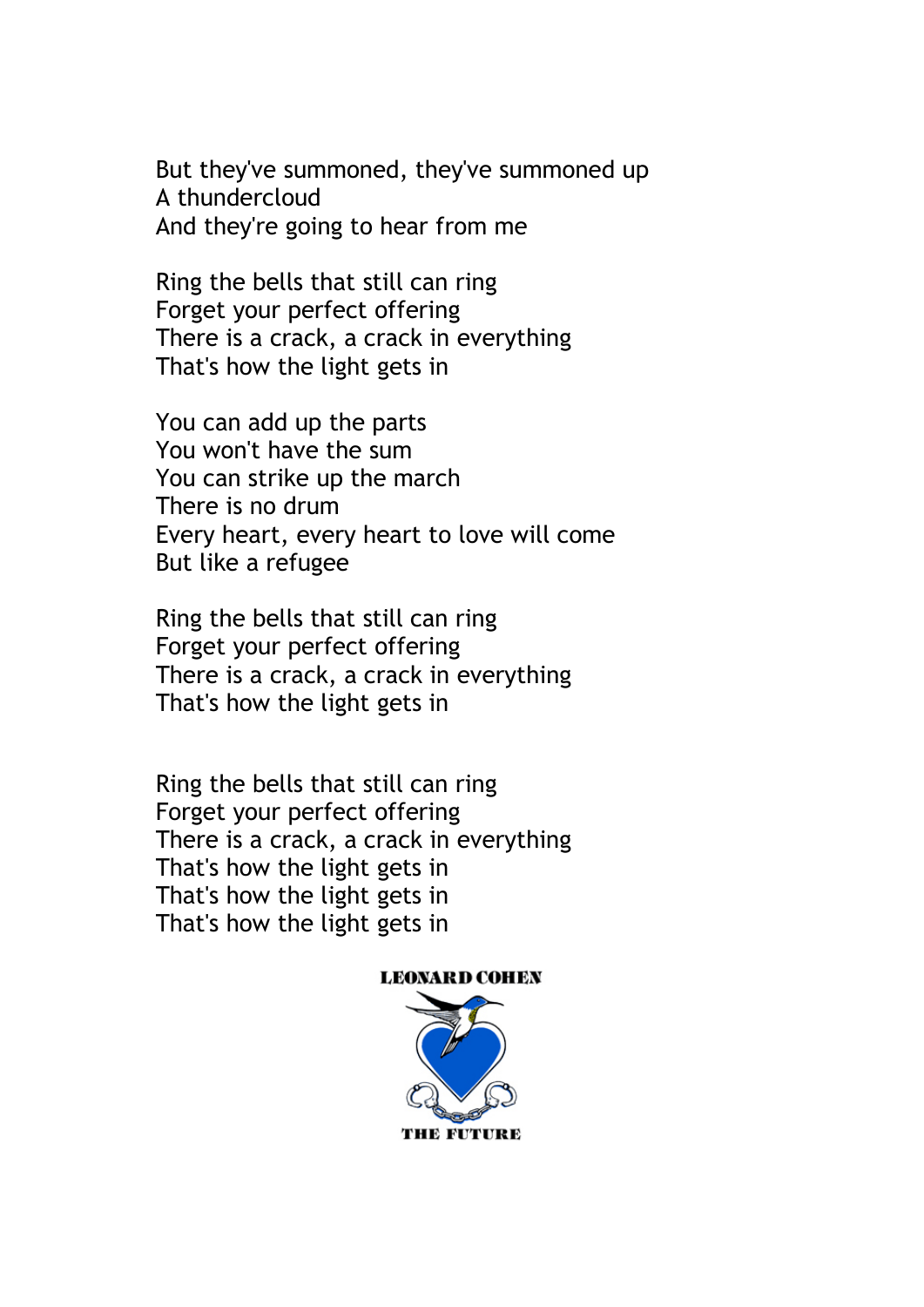But they've summoned, they've summoned up
A thundercloud
And they're going to hear from me

Ring the bells that still can ring
Forget your perfect offering
There is a crack, a crack in everything
That's how the light gets in

You can add up the parts
You won't have the sum
You can strike up the march
There is no drum
Every heart, every heart to love will come
But like a refugee

Ring the bells that still can ring
Forget your perfect offering
There is a crack, a crack in everything
That's how the light gets in

Ring the bells that still can ring
Forget your perfect offering
There is a crack, a crack in everything
That's how the light gets in
That's how the light gets in
That's how the light gets in

LEONARD COHEN

THE FUTURE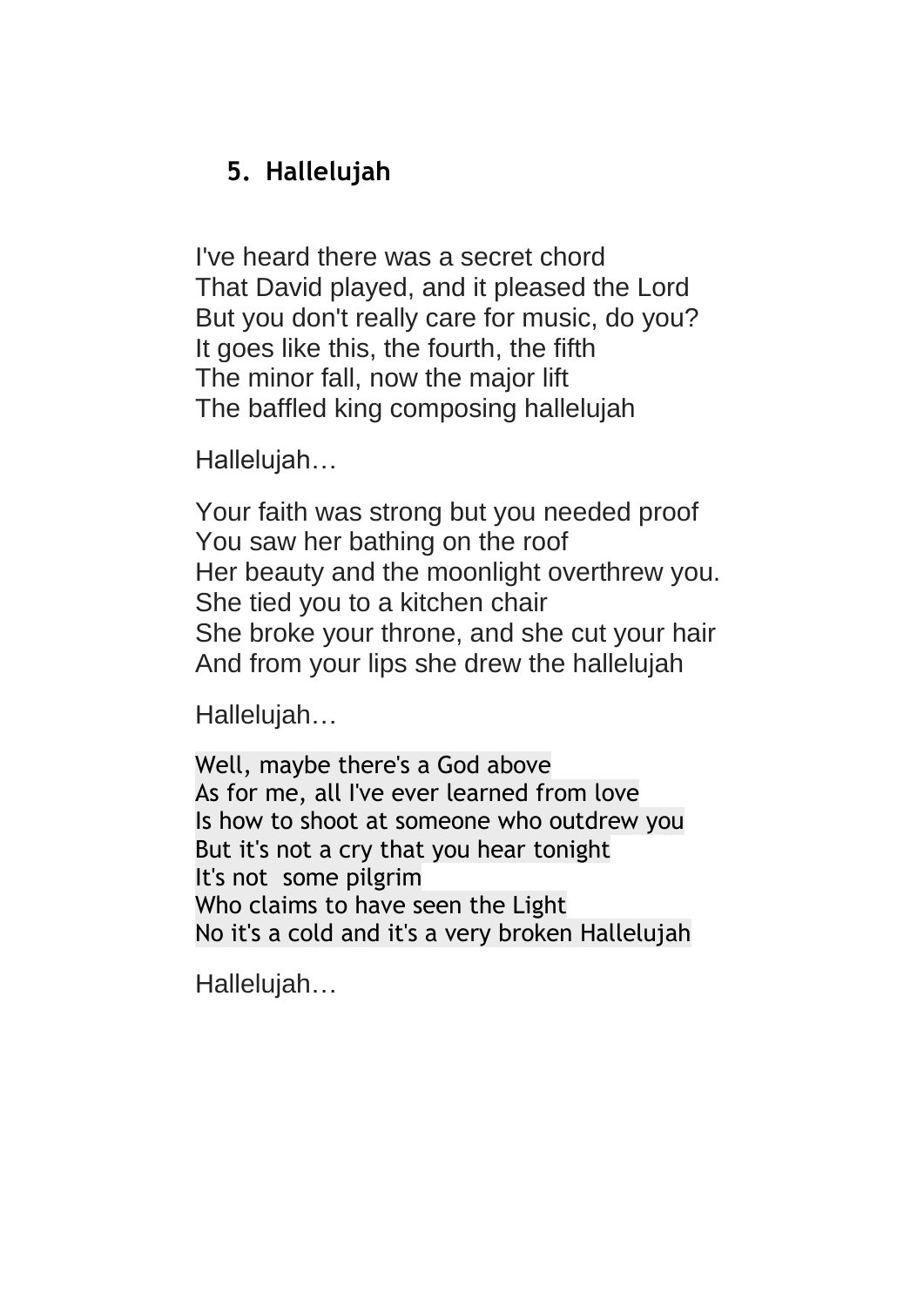## 5. Hallelujah

I've heard there was a secret chord
That David played, and it pleased the Lord
But you don't really care for music, do you?
It goes like this, the fourth, the fifth
The minor fall, now the major lift
The baffled king composing hallelujah

Hallelujah…

Your faith was strong but you needed proof
You saw her bathing on the roof
Her beauty and the moonlight overthrew you.
She tied you to a kitchen chair
She broke your throne, and she cut your hair
And from your lips she drew the hallelujah

Hallelujah…

Well, maybe there's a God above
As for me, all I've ever learned from love
Is how to shoot at someone who outdrew you
But it's not a cry that you hear tonight
It's not some pilgrim
Who claims to have seen the Light
No it's a cold and it's a very broken Hallelujah

Hallelujah…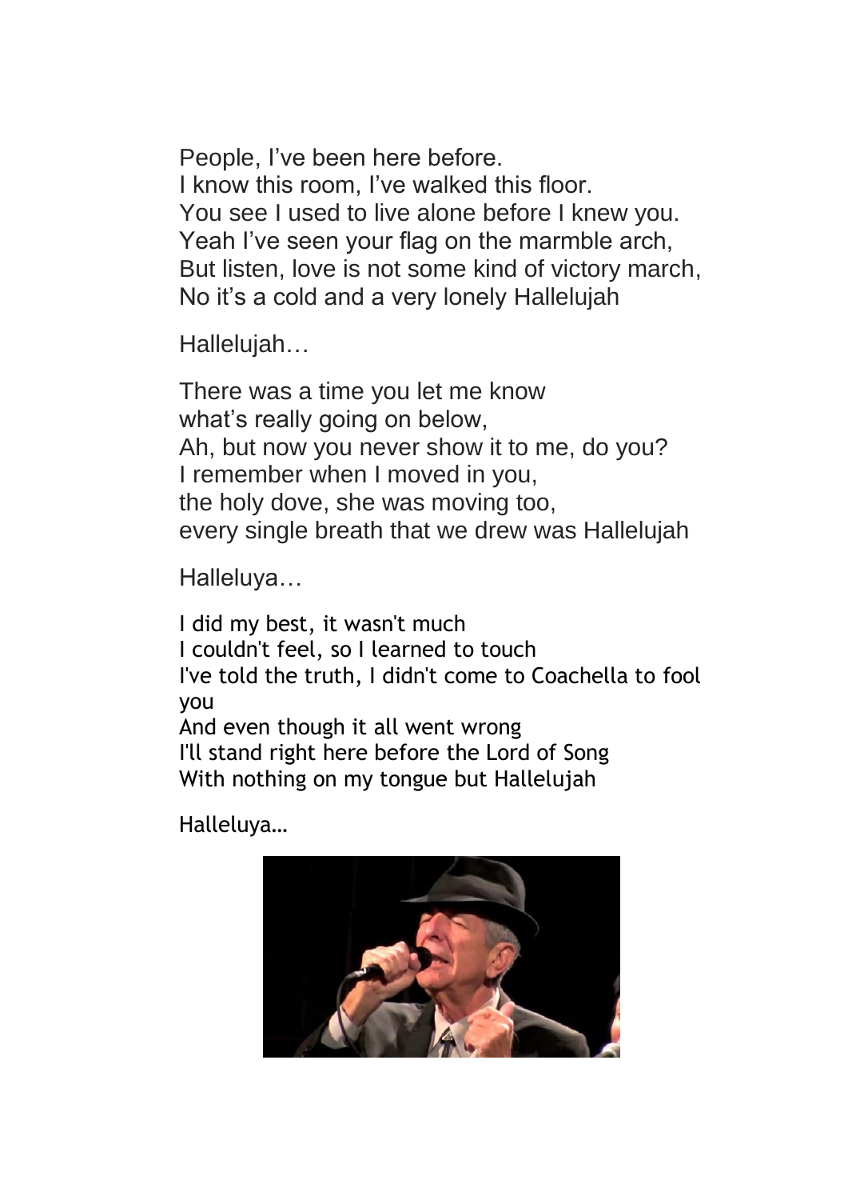People, I've been here before.
I know this room, I've walked this floor.
You see I used to live alone before I knew you.
Yeah I've seen your flag on the marmble arch,
But listen, love is not some kind of victory march,
No it's a cold and a very lonely Hallelujah

Hallelujah…

There was a time you let me know
what's really going on below,
Ah, but now you never show it to me, do you?
I remember when I moved in you,
the holy dove, she was moving too,
every single breath that we drew was Hallelujah

Halleluya…

I did my best, it wasn't much
I couldn't feel, so I learned to touch
I've told the truth, I didn't come to Coachella to fool you
And even though it all went wrong
I'll stand right here before the Lord of Song
With nothing on my tongue but Hallelujah

Halleluya…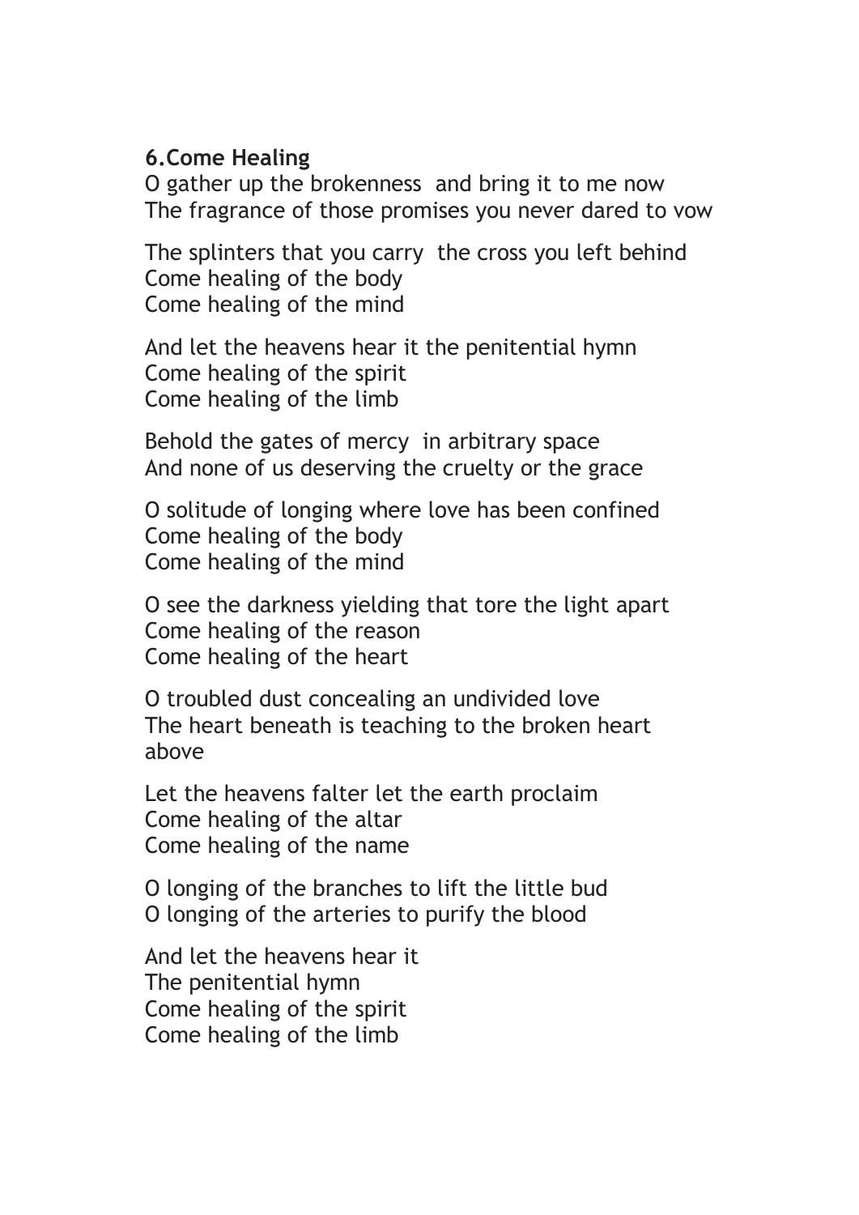**6.Come Healing**

O gather up the brokenness and bring it to me now
The fragrance of those promises you never dared to vow

The splinters that you carry the cross you left behind
Come healing of the body
Come healing of the mind

And let the heavens hear it the penitential hymn
Come healing of the spirit
Come healing of the limb

Behold the gates of mercy in arbitrary space
And none of us deserving the cruelty or the grace

O solitude of longing where love has been confined
Come healing of the body
Come healing of the mind

O see the darkness yielding that tore the light apart
Come healing of the reason
Come healing of the heart

O troubled dust concealing an undivided love
The heart beneath is teaching to the broken heart above

Let the heavens falter let the earth proclaim
Come healing of the altar
Come healing of the name

O longing of the branches to lift the little bud
O longing of the arteries to purify the blood

And let the heavens hear it
The penitential hymn
Come healing of the spirit
Come healing of the limb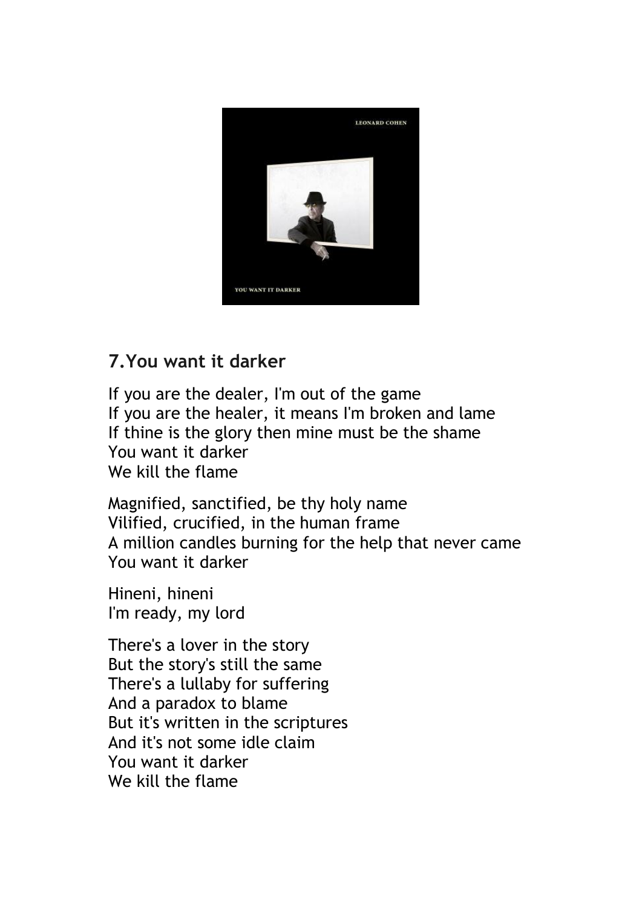## 7.You want it darker

If you are the dealer, I'm out of the game
If you are the healer, it means I'm broken and lame
If thine is the glory then mine must be the shame
You want it darker
We kill the flame

Magnified, sanctified, be thy holy name
Vilified, crucified, in the human frame
A million candles burning for the help that never came
You want it darker

Hineni, hineni
I'm ready, my lord

There's a lover in the story
But the story's still the same
There's a lullaby for suffering
And a paradox to blame
But it's written in the scriptures
And it's not some idle claim
You want it darker
We kill the flame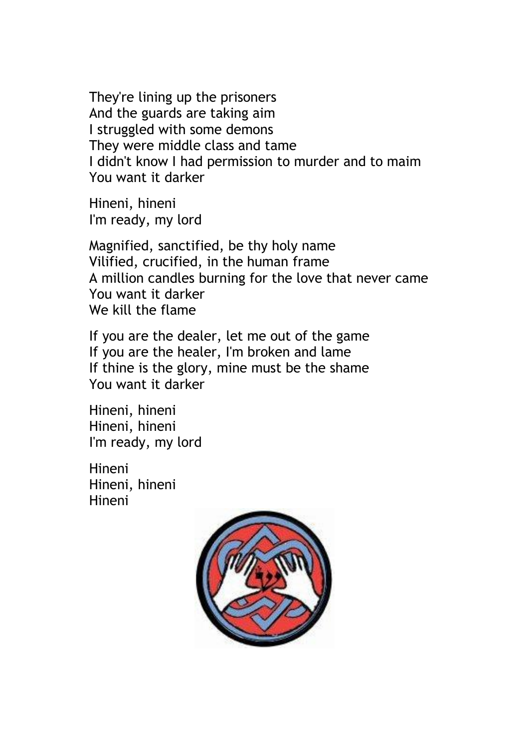They're lining up the prisoners
And the guards are taking aim
I struggled with some demons
They were middle class and tame
I didn't know I had permission to murder and to maim
You want it darker

Hineni, hineni
I'm ready, my lord

Magnified, sanctified, be thy holy name
Vilified, crucified, in the human frame
A million candles burning for the love that never came
You want it darker
We kill the flame

If you are the dealer, let me out of the game
If you are the healer, I'm broken and lame
If thine is the glory, mine must be the shame
You want it darker

Hineni, hineni
Hineni, hineni
I'm ready, my lord

Hineni
Hineni, hineni
Hineni